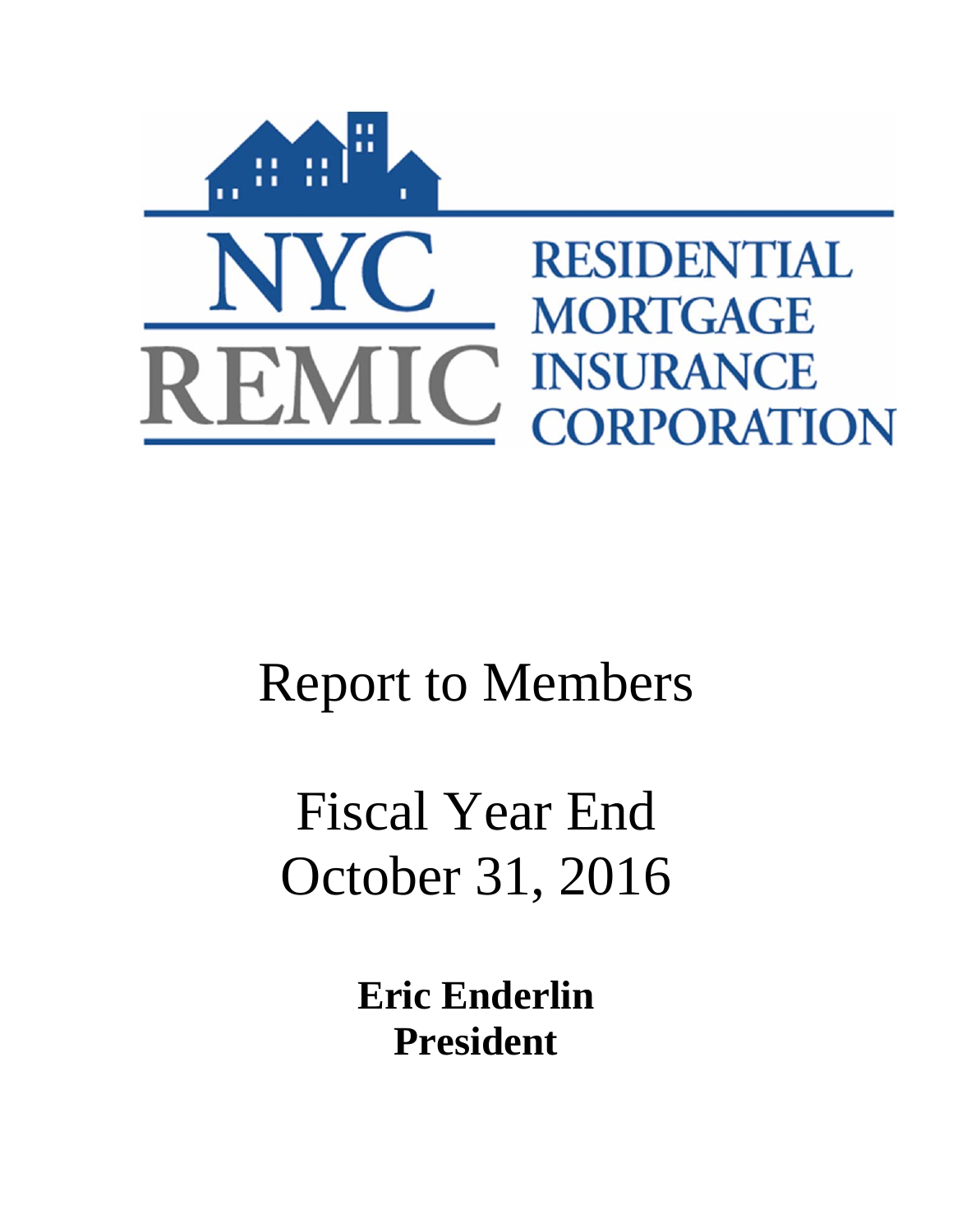NYC REMIC

RESIDENTIAL MORTGAGE INSURANCE CORPORATION

# Report to Members

# Fiscal Year End October 31, 2016

**Eric Enderlin**
**President**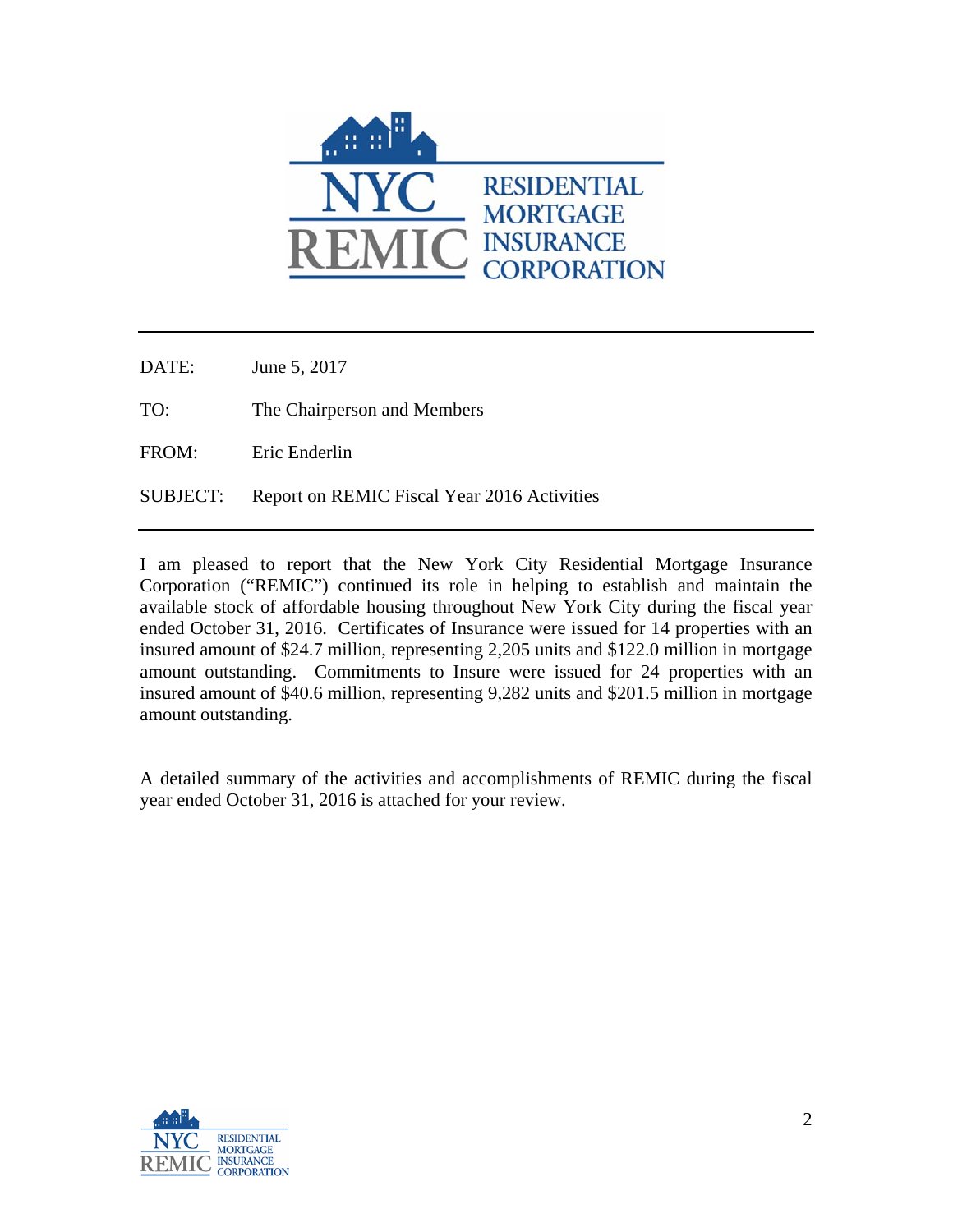NYC REMIC RESIDENTIAL MORTGAGE INSURANCE CORPORATION

---

| | |
|---|---|
| DATE: | June 5, 2017 |
| TO: | The Chairperson and Members |
| FROM: | Eric Enderlin |
| SUBJECT: | Report on REMIC Fiscal Year 2016 Activities |

---

I am pleased to report that the New York City Residential Mortgage Insurance Corporation ("REMIC") continued its role in helping to establish and maintain the available stock of affordable housing throughout New York City during the fiscal year ended October 31, 2016. Certificates of Insurance were issued for 14 properties with an insured amount of $24.7 million, representing 2,205 units and $122.0 million in mortgage amount outstanding. Commitments to Insure were issued for 24 properties with an insured amount of $40.6 million, representing 9,282 units and $201.5 million in mortgage amount outstanding.

A detailed summary of the activities and accomplishments of REMIC during the fiscal year ended October 31, 2016 is attached for your review.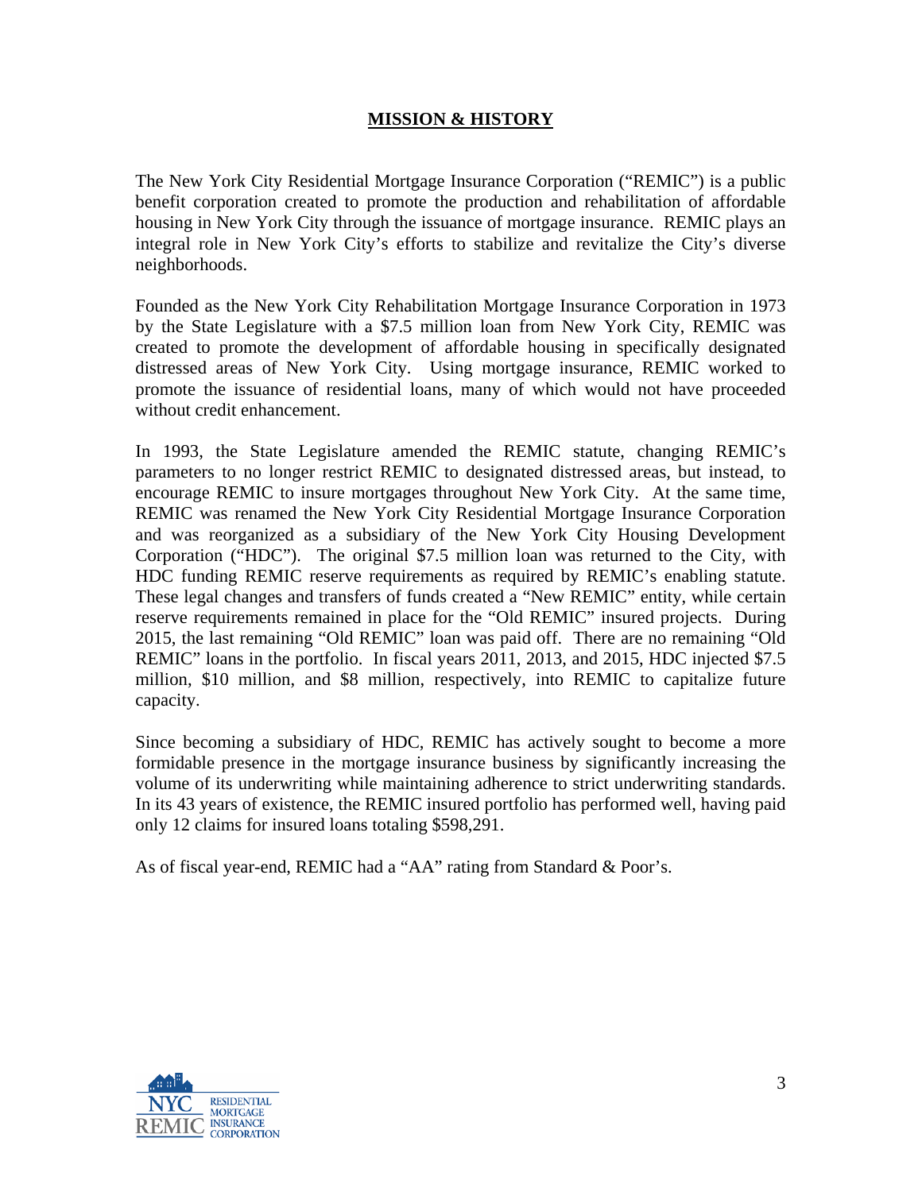## MISSION & HISTORY

The New York City Residential Mortgage Insurance Corporation ("REMIC") is a public benefit corporation created to promote the production and rehabilitation of affordable housing in New York City through the issuance of mortgage insurance. REMIC plays an integral role in New York City's efforts to stabilize and revitalize the City's diverse neighborhoods.

Founded as the New York City Rehabilitation Mortgage Insurance Corporation in 1973 by the State Legislature with a $7.5 million loan from New York City, REMIC was created to promote the development of affordable housing in specifically designated distressed areas of New York City. Using mortgage insurance, REMIC worked to promote the issuance of residential loans, many of which would not have proceeded without credit enhancement.

In 1993, the State Legislature amended the REMIC statute, changing REMIC's parameters to no longer restrict REMIC to designated distressed areas, but instead, to encourage REMIC to insure mortgages throughout New York City. At the same time, REMIC was renamed the New York City Residential Mortgage Insurance Corporation and was reorganized as a subsidiary of the New York City Housing Development Corporation ("HDC"). The original $7.5 million loan was returned to the City, with HDC funding REMIC reserve requirements as required by REMIC's enabling statute. These legal changes and transfers of funds created a "New REMIC" entity, while certain reserve requirements remained in place for the "Old REMIC" insured projects. During 2015, the last remaining "Old REMIC" loan was paid off. There are no remaining "Old REMIC" loans in the portfolio. In fiscal years 2011, 2013, and 2015, HDC injected $7.5 million, $10 million, and $8 million, respectively, into REMIC to capitalize future capacity.

Since becoming a subsidiary of HDC, REMIC has actively sought to become a more formidable presence in the mortgage insurance business by significantly increasing the volume of its underwriting while maintaining adherence to strict underwriting standards. In its 43 years of existence, the REMIC insured portfolio has performed well, having paid only 12 claims for insured loans totaling $598,291.

As of fiscal year-end, REMIC had a "AA" rating from Standard & Poor's.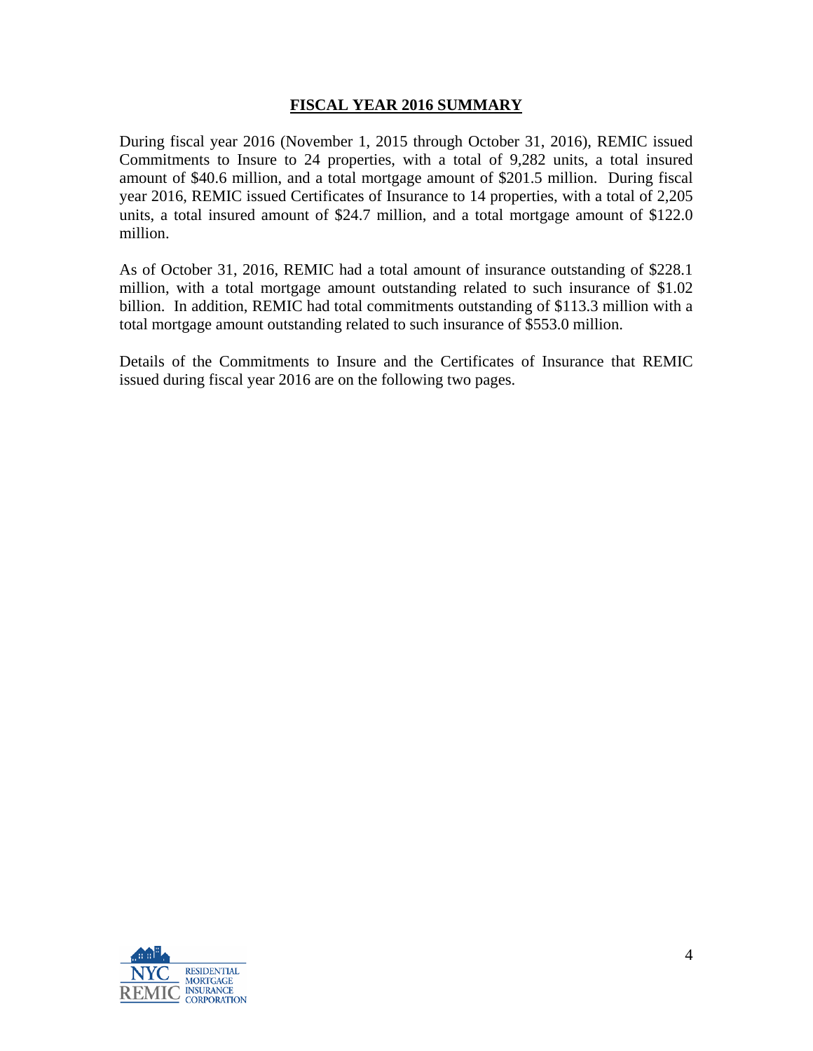## FISCAL YEAR 2016 SUMMARY

During fiscal year 2016 (November 1, 2015 through October 31, 2016), REMIC issued Commitments to Insure to 24 properties, with a total of 9,282 units, a total insured amount of $40.6 million, and a total mortgage amount of $201.5 million. During fiscal year 2016, REMIC issued Certificates of Insurance to 14 properties, with a total of 2,205 units, a total insured amount of $24.7 million, and a total mortgage amount of $122.0 million.

As of October 31, 2016, REMIC had a total amount of insurance outstanding of $228.1 million, with a total mortgage amount outstanding related to such insurance of $1.02 billion. In addition, REMIC had total commitments outstanding of $113.3 million with a total mortgage amount outstanding related to such insurance of $553.0 million.

Details of the Commitments to Insure and the Certificates of Insurance that REMIC issued during fiscal year 2016 are on the following two pages.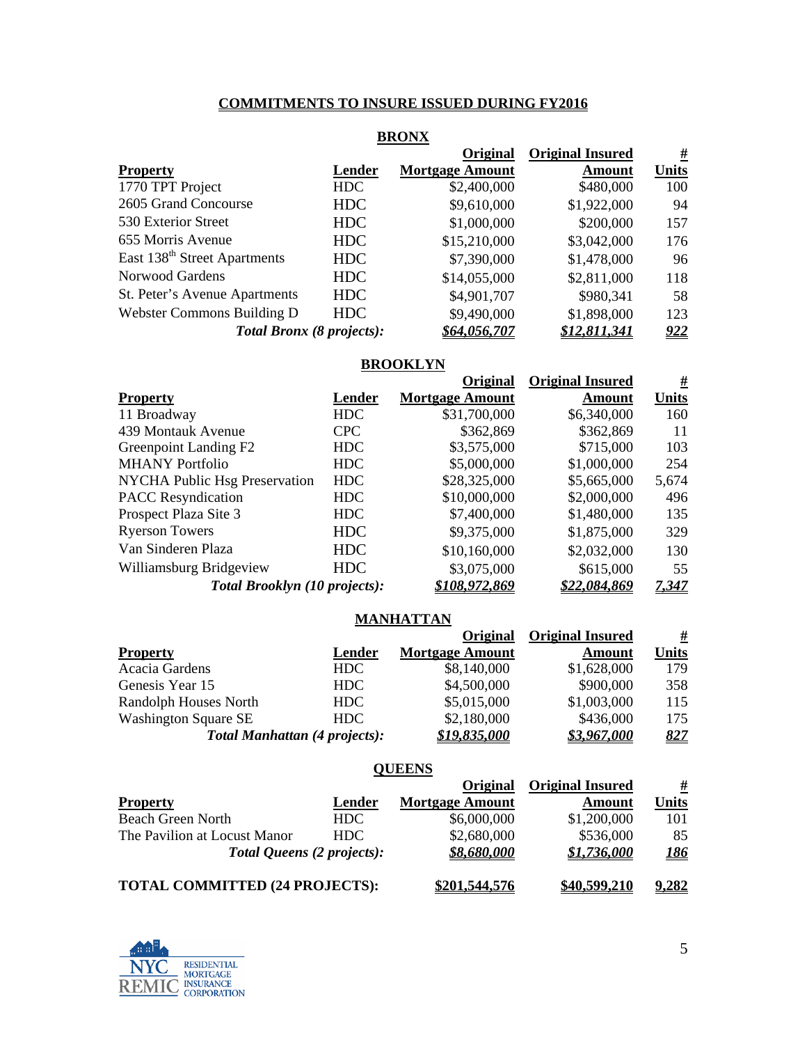## COMMITMENTS TO INSURE ISSUED DURING FY2016

### BRONX

| Property | Lender | Original Mortgage Amount | Original Insured Amount | # Units |
|---|---|---|---|---|
| 1770 TPT Project | HDC | $2,400,000 | $480,000 | 100 |
| 2605 Grand Concourse | HDC | $9,610,000 | $1,922,000 | 94 |
| 530 Exterior Street | HDC | $1,000,000 | $200,000 | 157 |
| 655 Morris Avenue | HDC | $15,210,000 | $3,042,000 | 176 |
| East 138th Street Apartments | HDC | $7,390,000 | $1,478,000 | 96 |
| Norwood Gardens | HDC | $14,055,000 | $2,811,000 | 118 |
| St. Peter's Avenue Apartments | HDC | $4,901,707 | $980,341 | 58 |
| Webster Commons Building D | HDC | $9,490,000 | $1,898,000 | 123 |
| ***Total Bronx (8 projects):*** | | ***$64,056,707*** | ***$12,811,341*** | ***922*** |

### BROOKLYN

| Property | Lender | Original Mortgage Amount | Original Insured Amount | # Units |
|---|---|---|---|---|
| 11 Broadway | HDC | $31,700,000 | $6,340,000 | 160 |
| 439 Montauk Avenue | CPC | $362,869 | $362,869 | 11 |
| Greenpoint Landing F2 | HDC | $3,575,000 | $715,000 | 103 |
| MHANY Portfolio | HDC | $5,000,000 | $1,000,000 | 254 |
| NYCHA Public Hsg Preservation | HDC | $28,325,000 | $5,665,000 | 5,674 |
| PACC Resyndication | HDC | $10,000,000 | $2,000,000 | 496 |
| Prospect Plaza Site 3 | HDC | $7,400,000 | $1,480,000 | 135 |
| Ryerson Towers | HDC | $9,375,000 | $1,875,000 | 329 |
| Van Sinderen Plaza | HDC | $10,160,000 | $2,032,000 | 130 |
| Williamsburg Bridgeview | HDC | $3,075,000 | $615,000 | 55 |
| ***Total Brooklyn (10 projects):*** | | ***$108,972,869*** | ***$22,084,869*** | ***7,347*** |

### MANHATTAN

| Property | Lender | Original Mortgage Amount | Original Insured Amount | # Units |
|---|---|---|---|---|
| Acacia Gardens | HDC | $8,140,000 | $1,628,000 | 179 |
| Genesis Year 15 | HDC | $4,500,000 | $900,000 | 358 |
| Randolph Houses North | HDC | $5,015,000 | $1,003,000 | 115 |
| Washington Square SE | HDC | $2,180,000 | $436,000 | 175 |
| ***Total Manhattan (4 projects):*** | | ***$19,835,000*** | ***$3,967,000*** | ***827*** |

### QUEENS

| Property | Lender | Original Mortgage Amount | Original Insured Amount | # Units |
|---|---|---|---|---|
| Beach Green North | HDC | $6,000,000 | $1,200,000 | 101 |
| The Pavilion at Locust Manor | HDC | $2,680,000 | $536,000 | 85 |
| ***Total Queens (2 projects):*** | | ***$8,680,000*** | ***$1,736,000*** | ***186*** |
| **TOTAL COMMITTED (24 PROJECTS):** | | **$201,544,576** | **$40,599,210** | **9,282** |

NYC REMIC RESIDENTIAL MORTGAGE INSURANCE CORPORATION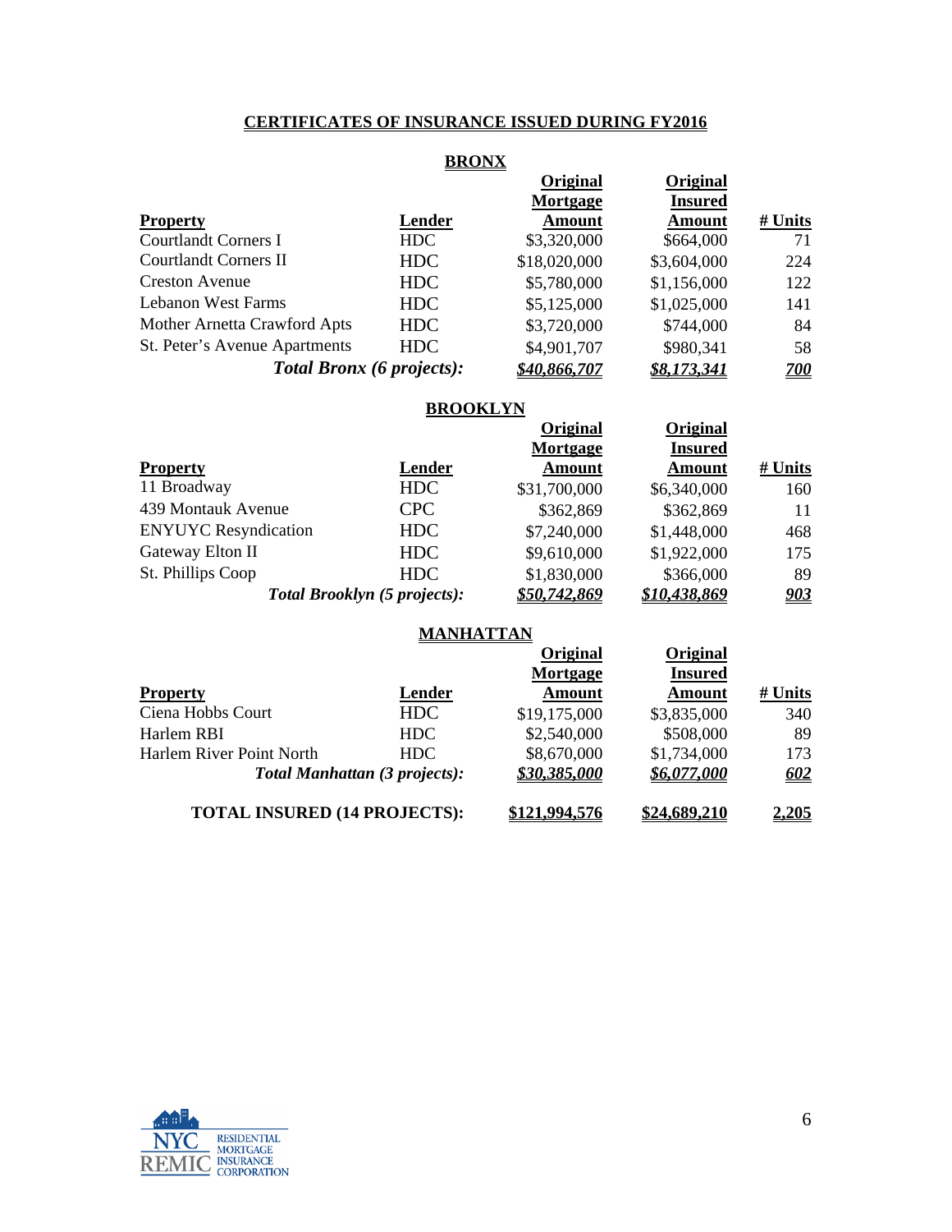## CERTIFICATES OF INSURANCE ISSUED DURING FY2016

### BRONX

| Property | Lender | Original Mortgage Amount | Original Insured Amount | # Units |
|---|---|---|---|---|
| Courtlandt Corners I | HDC | $3,320,000 | $664,000 | 71 |
| Courtlandt Corners II | HDC | $18,020,000 | $3,604,000 | 224 |
| Creston Avenue | HDC | $5,780,000 | $1,156,000 | 122 |
| Lebanon West Farms | HDC | $5,125,000 | $1,025,000 | 141 |
| Mother Arnetta Crawford Apts | HDC | $3,720,000 | $744,000 | 84 |
| St. Peter's Avenue Apartments | HDC | $4,901,707 | $980,341 | 58 |
| ***Total Bronx (6 projects):*** | | ***$40,866,707*** | ***$8,173,341*** | ***700*** |

### BROOKLYN

| Property | Lender | Original Mortgage Amount | Original Insured Amount | # Units |
|---|---|---|---|---|
| 11 Broadway | HDC | $31,700,000 | $6,340,000 | 160 |
| 439 Montauk Avenue | CPC | $362,869 | $362,869 | 11 |
| ENYUYC Resyndication | HDC | $7,240,000 | $1,448,000 | 468 |
| Gateway Elton II | HDC | $9,610,000 | $1,922,000 | 175 |
| St. Phillips Coop | HDC | $1,830,000 | $366,000 | 89 |
| ***Total Brooklyn (5 projects):*** | | ***$50,742,869*** | ***$10,438,869*** | ***903*** |

### MANHATTAN

| Property | Lender | Original Mortgage Amount | Original Insured Amount | # Units |
|---|---|---|---|---|
| Ciena Hobbs Court | HDC | $19,175,000 | $3,835,000 | 340 |
| Harlem RBI | HDC | $2,540,000 | $508,000 | 89 |
| Harlem River Point North | HDC | $8,670,000 | $1,734,000 | 173 |
| ***Total Manhattan (3 projects):*** | | ***$30,385,000*** | ***$6,077,000*** | ***602*** |

| | | | | |
|---|---|---|---|---|
| **TOTAL INSURED (14 PROJECTS):** | | **$121,994,576** | **$24,689,210** | **2,205** |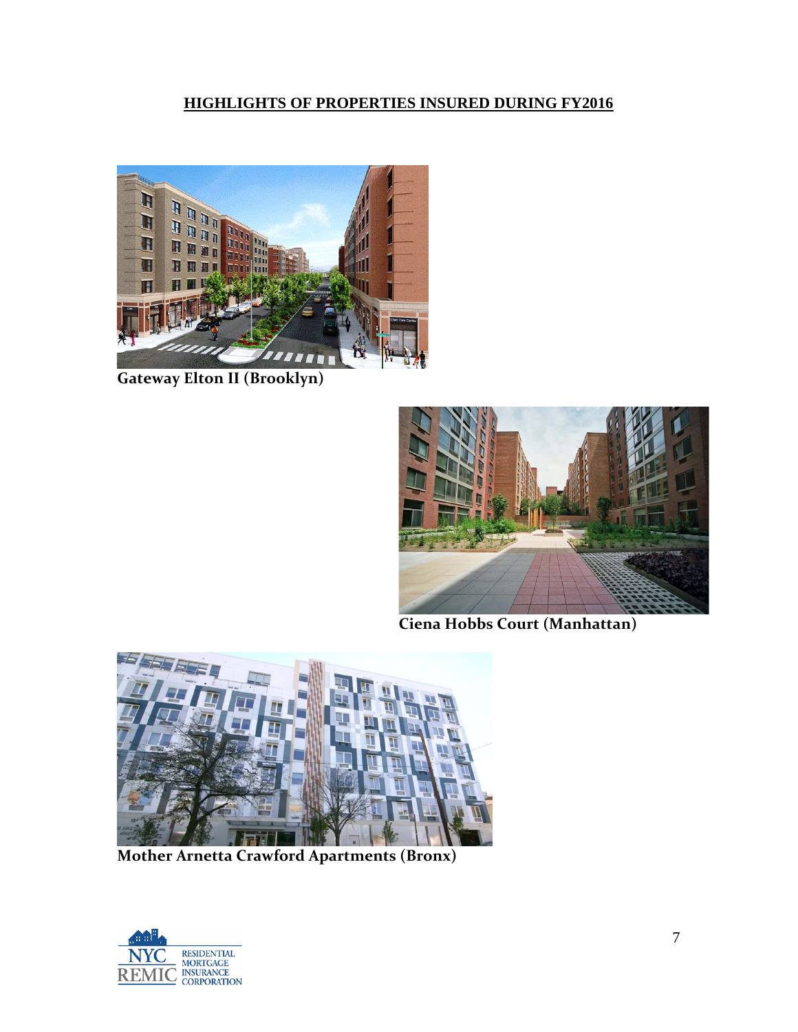## HIGHLIGHTS OF PROPERTIES INSURED DURING FY2016

**Gateway Elton II (Brooklyn)**

**Ciena Hobbs Court (Manhattan)**

**Mother Arnetta Crawford Apartments (Bronx)**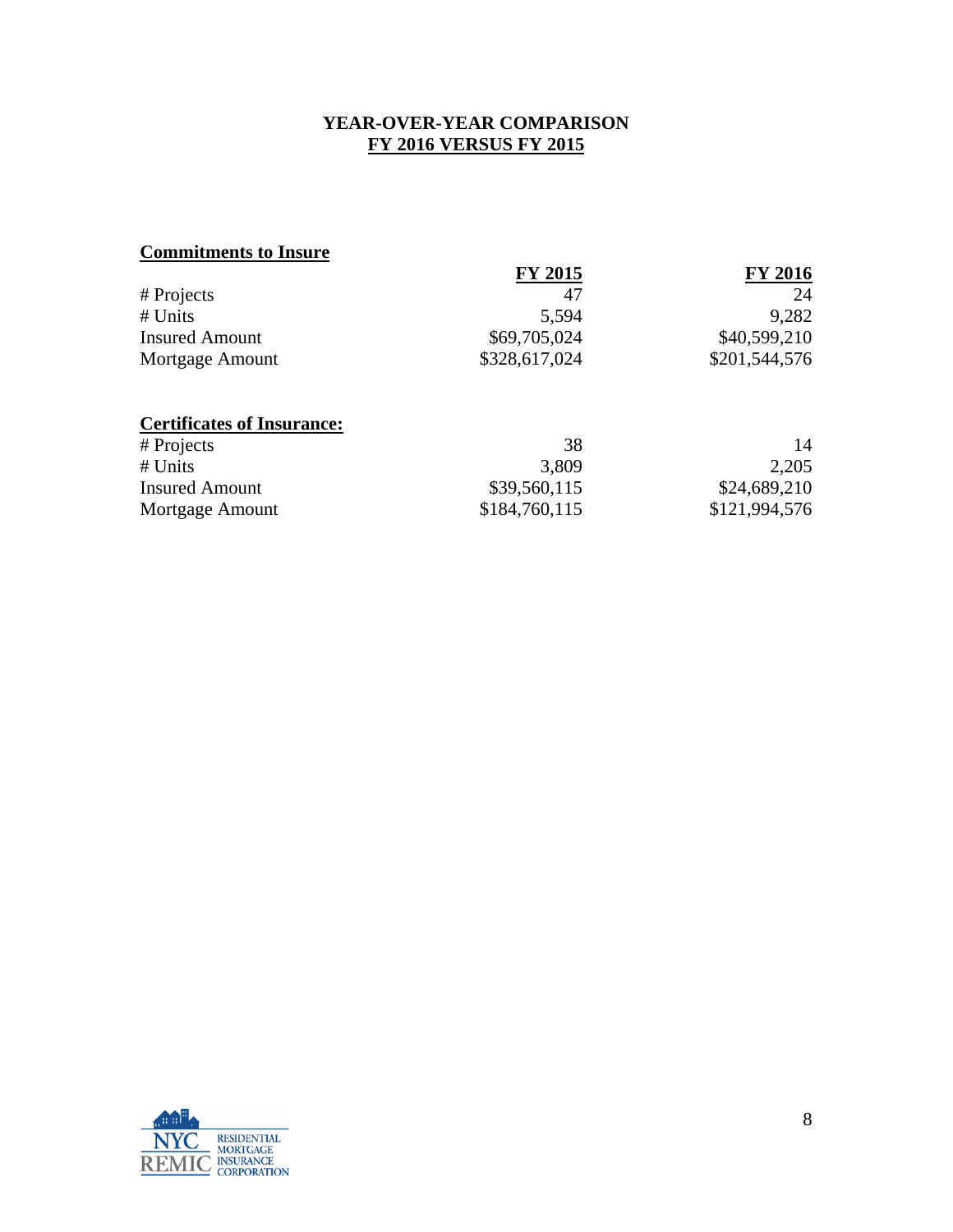## YEAR-OVER-YEAR COMPARISON
## FY 2016 VERSUS FY 2015

**Commitments to Insure**

| | FY 2015 | FY 2016 |
|---|---|---|
| # Projects | 47 | 24 |
| # Units | 5,594 | 9,282 |
| Insured Amount | $69,705,024 | $40,599,210 |
| Mortgage Amount | $328,617,024 | $201,544,576 |

**Certificates of Insurance:**

| | FY 2015 | FY 2016 |
|---|---|---|
| # Projects | 38 | 14 |
| # Units | 3,809 | 2,205 |
| Insured Amount | $39,560,115 | $24,689,210 |
| Mortgage Amount | $184,760,115 | $121,994,576 |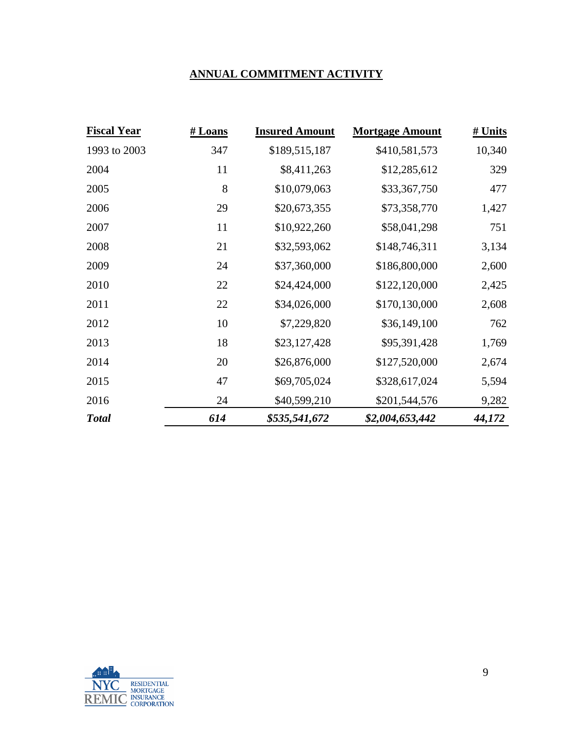## ANNUAL COMMITMENT ACTIVITY

| Fiscal Year | # Loans | Insured Amount | Mortgage Amount | # Units |
|---|---|---|---|---|
| 1993 to 2003 | 347 | $189,515,187 | $410,581,573 | 10,340 |
| 2004 | 11 | $8,411,263 | $12,285,612 | 329 |
| 2005 | 8 | $10,079,063 | $33,367,750 | 477 |
| 2006 | 29 | $20,673,355 | $73,358,770 | 1,427 |
| 2007 | 11 | $10,922,260 | $58,041,298 | 751 |
| 2008 | 21 | $32,593,062 | $148,746,311 | 3,134 |
| 2009 | 24 | $37,360,000 | $186,800,000 | 2,600 |
| 2010 | 22 | $24,424,000 | $122,120,000 | 2,425 |
| 2011 | 22 | $34,026,000 | $170,130,000 | 2,608 |
| 2012 | 10 | $7,229,820 | $36,149,100 | 762 |
| 2013 | 18 | $23,127,428 | $95,391,428 | 1,769 |
| 2014 | 20 | $26,876,000 | $127,520,000 | 2,674 |
| 2015 | 47 | $69,705,024 | $328,617,024 | 5,594 |
| 2016 | 24 | $40,599,210 | $201,544,576 | 9,282 |
| ***Total*** | ***614*** | ***$535,541,672*** | ***$2,004,653,442*** | ***44,172*** |

NYC REMIC RESIDENTIAL MORTGAGE INSURANCE CORPORATION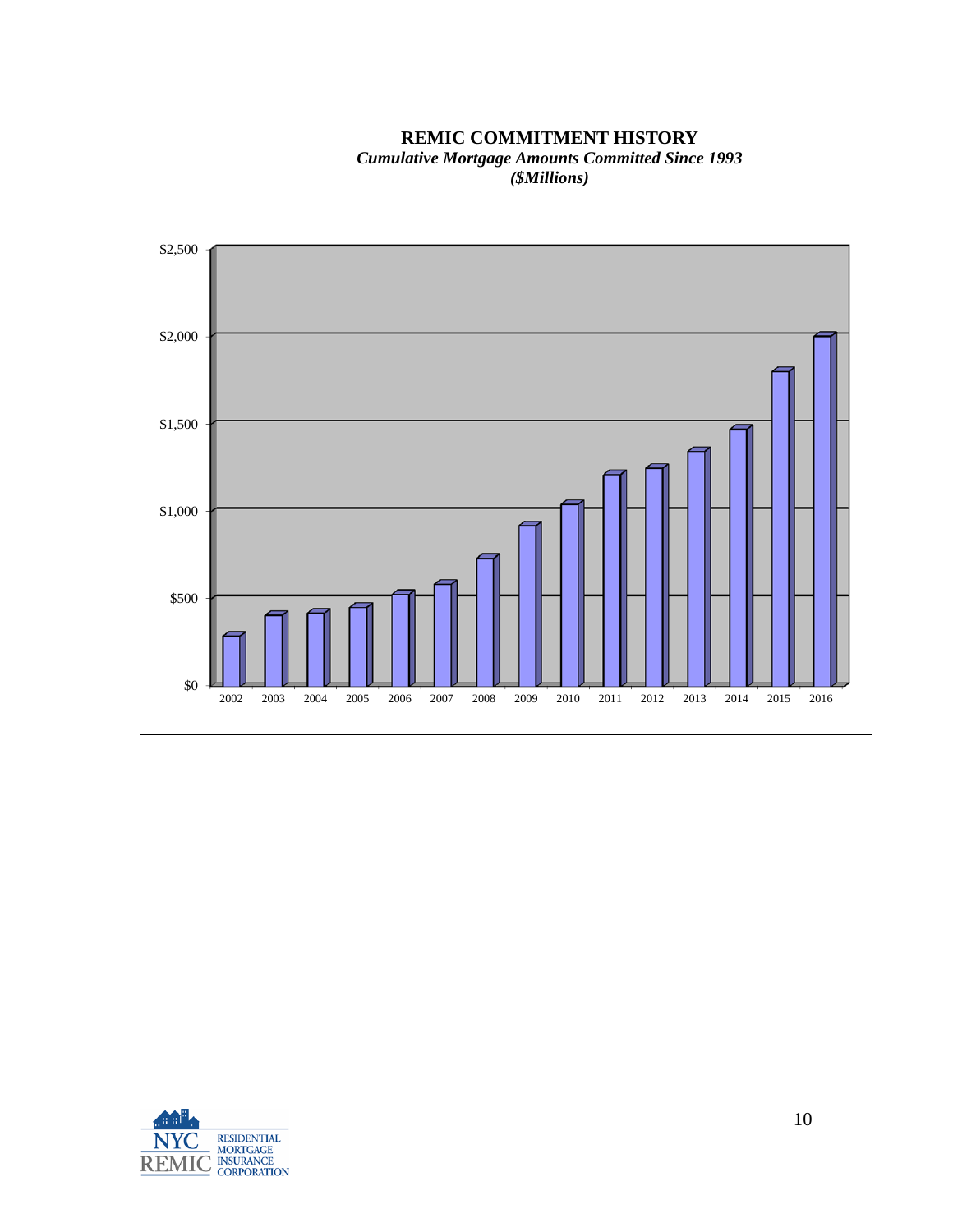**REMIC COMMITMENT HISTORY**
***Cumulative Mortgage Amounts Committed Since 1993***
***($Millions)***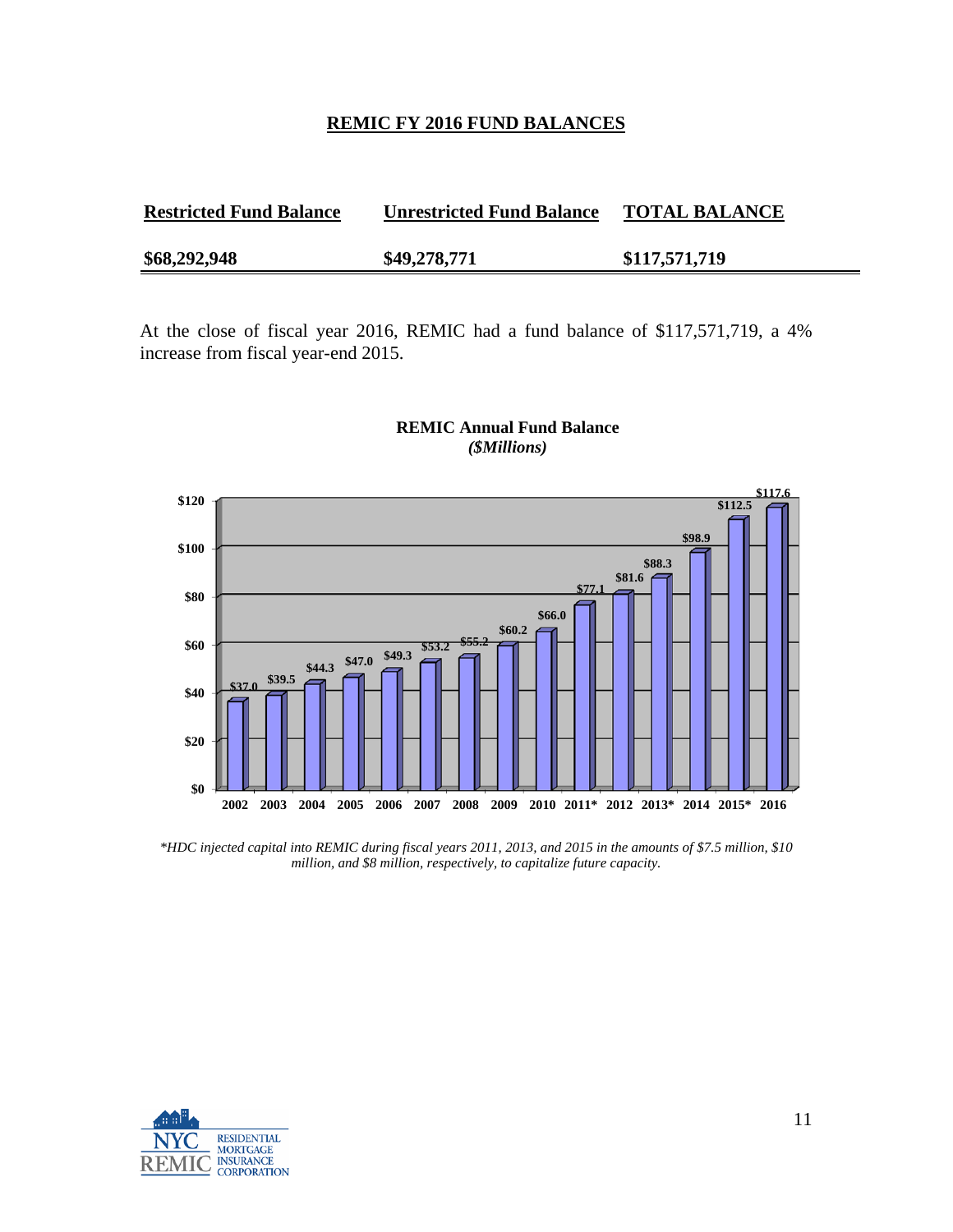## REMIC FY 2016 FUND BALANCES

| Restricted Fund Balance | Unrestricted Fund Balance | TOTAL BALANCE |
|---|---|---|
| $68,292,948 | $49,278,771 | $117,571,719 |

At the close of fiscal year 2016, REMIC had a fund balance of $117,571,719, a 4% increase from fiscal year-end 2015.

**REMIC Annual Fund Balance**
***($Millions)***

| Year | Fund Balance |
|---|---|
| 2002 | $37.0 |
| 2003 | $39.5 |
| 2004 | $44.3 |
| 2005 | $47.0 |
| 2006 | $49.3 |
| 2007 | $53.2 |
| 2008 | $55.2 |
| 2009 | $60.2 |
| 2010 | $66.0 |
| 2011* | $77.1 |
| 2012 | $81.6 |
| 2013* | $88.3 |
| 2014 | $98.9 |
| 2015* | $112.5 |
| 2016 | $117.6 |

*\*HDC injected capital into REMIC during fiscal years 2011, 2013, and 2015 in the amounts of $7.5 million, $10 million, and $8 million, respectively, to capitalize future capacity.*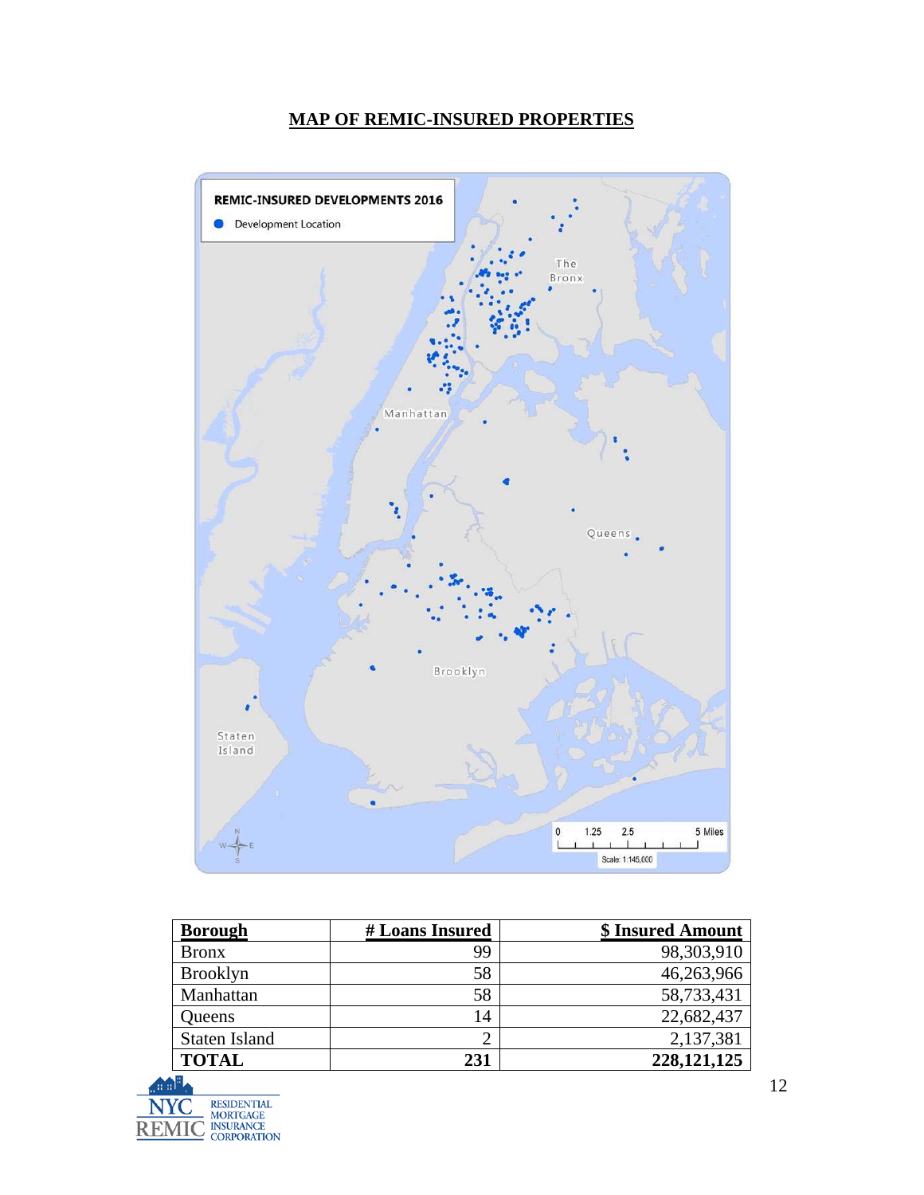## MAP OF REMIC-INSURED PROPERTIES

| Borough | # Loans Insured | $ Insured Amount |
|---|---|---|
| Bronx | 99 | 98,303,910 |
| Brooklyn | 58 | 46,263,966 |
| Manhattan | 58 | 58,733,431 |
| Queens | 14 | 22,682,437 |
| Staten Island | 2 | 2,137,381 |
| **TOTAL** | **231** | **228,121,125** |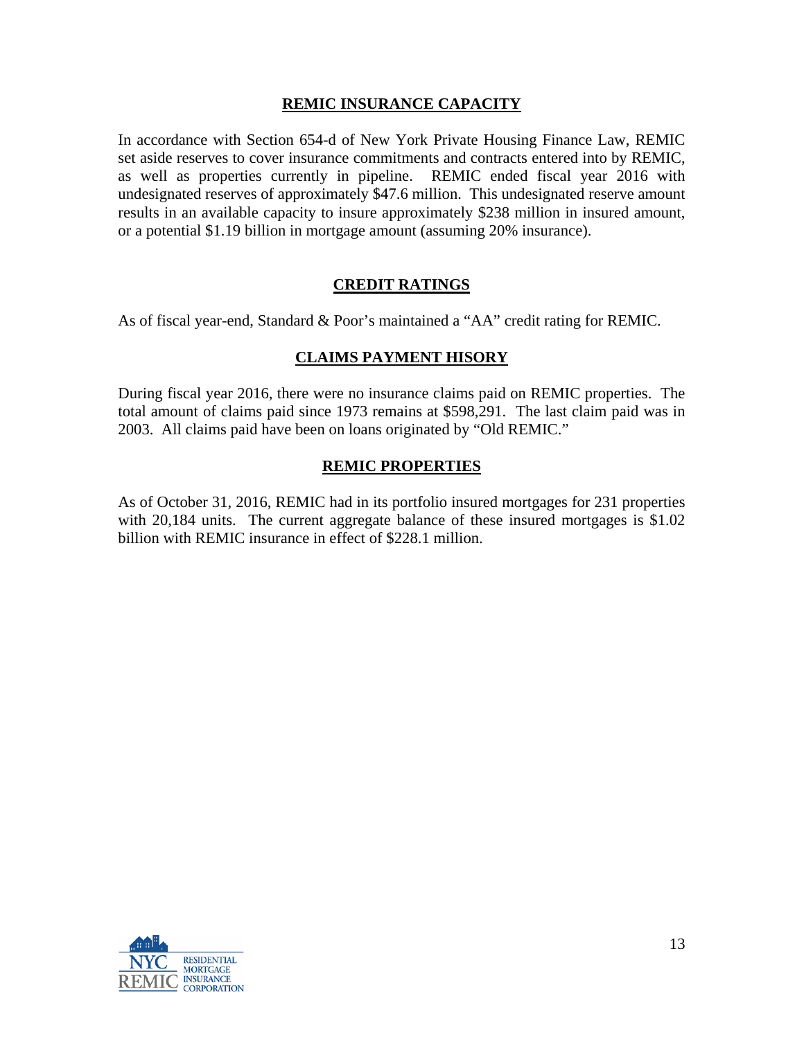## REMIC INSURANCE CAPACITY

In accordance with Section 654-d of New York Private Housing Finance Law, REMIC set aside reserves to cover insurance commitments and contracts entered into by REMIC, as well as properties currently in pipeline. REMIC ended fiscal year 2016 with undesignated reserves of approximately $47.6 million. This undesignated reserve amount results in an available capacity to insure approximately $238 million in insured amount, or a potential $1.19 billion in mortgage amount (assuming 20% insurance).

## CREDIT RATINGS

As of fiscal year-end, Standard & Poor's maintained a "AA" credit rating for REMIC.

## CLAIMS PAYMENT HISORY

During fiscal year 2016, there were no insurance claims paid on REMIC properties. The total amount of claims paid since 1973 remains at $598,291. The last claim paid was in 2003. All claims paid have been on loans originated by "Old REMIC."

## REMIC PROPERTIES

As of October 31, 2016, REMIC had in its portfolio insured mortgages for 231 properties with 20,184 units. The current aggregate balance of these insured mortgages is $1.02 billion with REMIC insurance in effect of $228.1 million.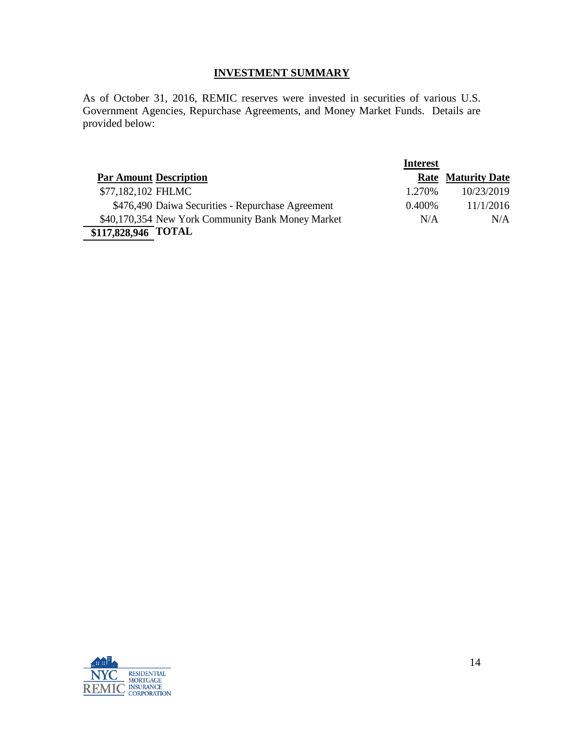## INVESTMENT SUMMARY

As of October 31, 2016, REMIC reserves were invested in securities of various U.S. Government Agencies, Repurchase Agreements, and Money Market Funds. Details are provided below:

| Par Amount | Description | Interest Rate | Maturity Date |
|---|---|---|---|
| $77,182,102 | FHLMC | 1.270% | 10/23/2019 |
| $476,490 | Daiwa Securities - Repurchase Agreement | 0.400% | 11/1/2016 |
| $40,170,354 | New York Community Bank Money Market | N/A | N/A |
| **$117,828,946** | **TOTAL** | | |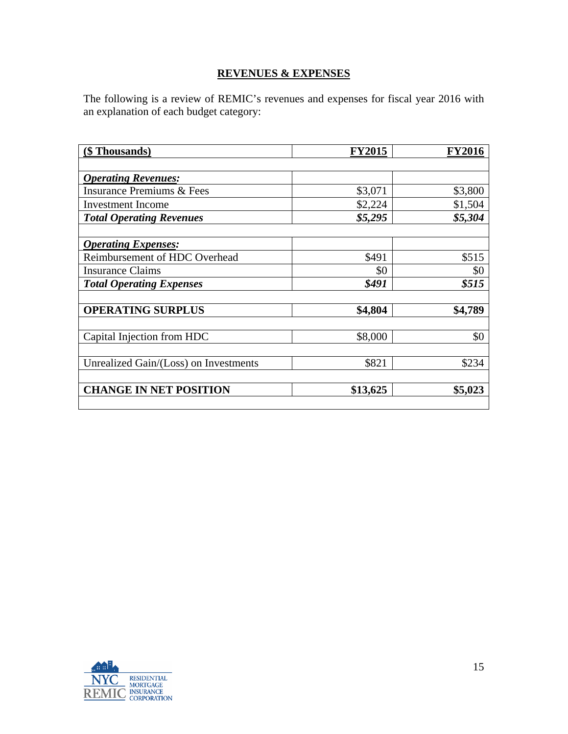## REVENUES & EXPENSES

The following is a review of REMIC's revenues and expenses for fiscal year 2016 with an explanation of each budget category:

| ($ Thousands) | FY2015 | FY2016 |
|---|---|---|
| ***Operating Revenues:*** | | |
| Insurance Premiums & Fees | $3,071 | $3,800 |
| Investment Income | $2,224 | $1,504 |
| ***Total Operating Revenues*** | ***$5,295*** | ***$5,304*** |
| ***Operating Expenses:*** | | |
| Reimbursement of HDC Overhead | $491 | $515 |
| Insurance Claims | $0 | $0 |
| ***Total Operating Expenses*** | ***$491*** | ***$515*** |
| **OPERATING SURPLUS** | **$4,804** | **$4,789** |
| Capital Injection from HDC | $8,000 | $0 |
| Unrealized Gain/(Loss) on Investments | $821 | $234 |
| **CHANGE IN NET POSITION** | **$13,625** | **$5,023** |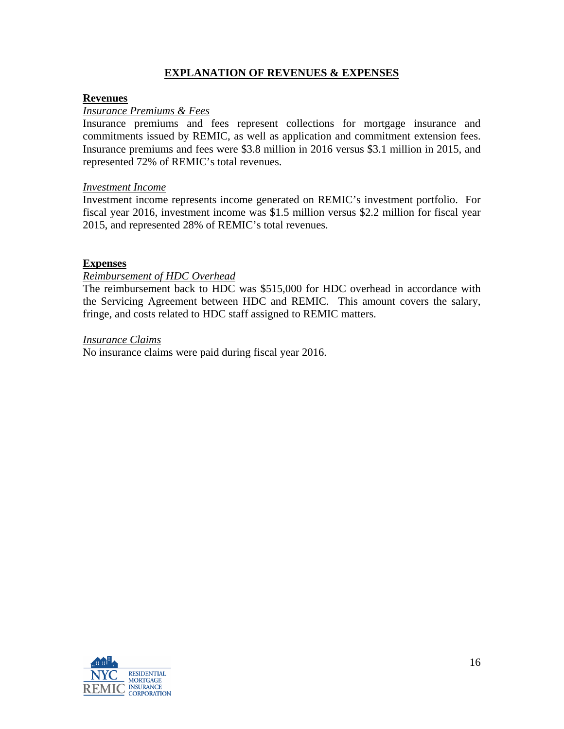# EXPLANATION OF REVENUES & EXPENSES

## Revenues

*Insurance Premiums & Fees*

Insurance premiums and fees represent collections for mortgage insurance and commitments issued by REMIC, as well as application and commitment extension fees. Insurance premiums and fees were $3.8 million in 2016 versus $3.1 million in 2015, and represented 72% of REMIC's total revenues.

*Investment Income*

Investment income represents income generated on REMIC's investment portfolio. For fiscal year 2016, investment income was $1.5 million versus $2.2 million for fiscal year 2015, and represented 28% of REMIC's total revenues.

## Expenses

*Reimbursement of HDC Overhead*

The reimbursement back to HDC was $515,000 for HDC overhead in accordance with the Servicing Agreement between HDC and REMIC. This amount covers the salary, fringe, and costs related to HDC staff assigned to REMIC matters.

*Insurance Claims*

No insurance claims were paid during fiscal year 2016.